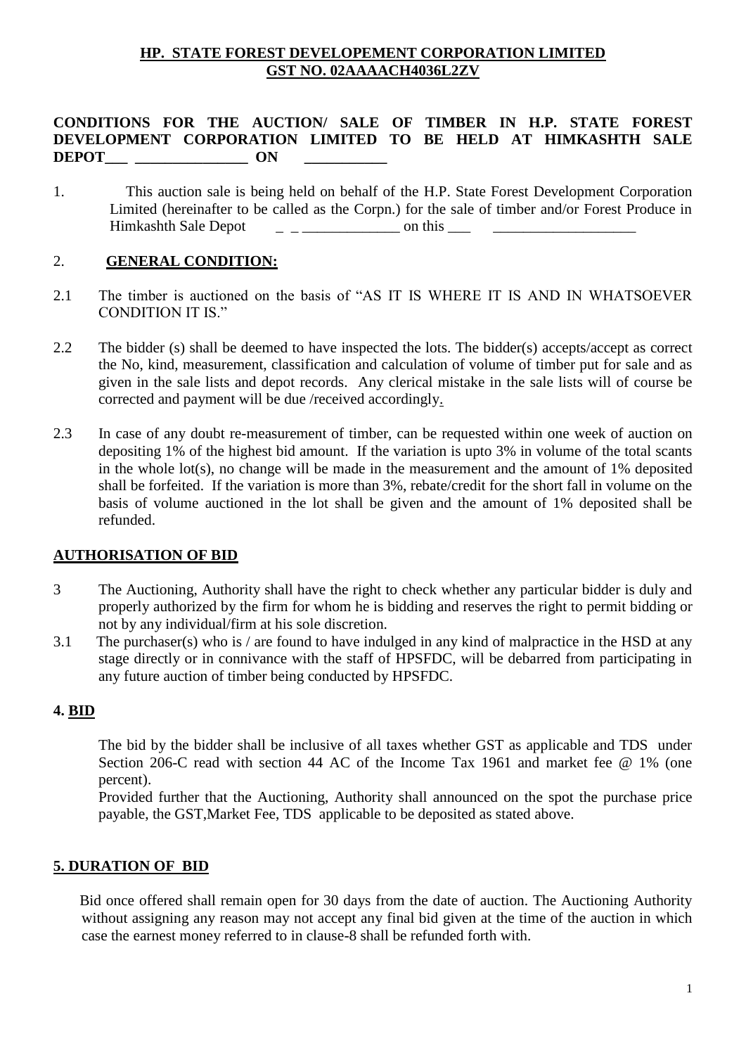**HP. STATE FOREST DEVELOPEMENT CORPORATION LIMITED**
**GST NO. 02AAAACH4036L2ZV**

**CONDITIONS FOR THE AUCTION/ SALE OF TIMBER IN H.P. STATE FOREST DEVELOPMENT CORPORATION LIMITED TO BE HELD AT HIMKASHTH SALE DEPOT___ _______________ ON ___________**

1. This auction sale is being held on behalf of the H.P. State Forest Development Corporation Limited (hereinafter to be called as the Corpn.) for the sale of timber and/or Forest Produce in Himkashth Sale Depot _ _ _____________ on this ___ ___________________

2. **GENERAL CONDITION:**

2.1 The timber is auctioned on the basis of "AS IT IS WHERE IT IS AND IN WHATSOEVER CONDITION IT IS."

2.2 The bidder (s) shall be deemed to have inspected the lots. The bidder(s) accepts/accept as correct the No, kind, measurement, classification and calculation of volume of timber put for sale and as given in the sale lists and depot records. Any clerical mistake in the sale lists will of course be corrected and payment will be due /received accordingly.

2.3 In case of any doubt re-measurement of timber, can be requested within one week of auction on depositing 1% of the highest bid amount. If the variation is upto 3% in volume of the total scants in the whole lot(s), no change will be made in the measurement and the amount of 1% deposited shall be forfeited. If the variation is more than 3%, rebate/credit for the short fall in volume on the basis of volume auctioned in the lot shall be given and the amount of 1% deposited shall be refunded.

**AUTHORISATION OF BID**

3 The Auctioning, Authority shall have the right to check whether any particular bidder is duly and properly authorized by the firm for whom he is bidding and reserves the right to permit bidding or not by any individual/firm at his sole discretion.

3.1 The purchaser(s) who is / are found to have indulged in any kind of malpractice in the HSD at any stage directly or in connivance with the staff of HPSFDC, will be debarred from participating in any future auction of timber being conducted by HPSFDC.

**4. BID**

The bid by the bidder shall be inclusive of all taxes whether GST as applicable and TDS under Section 206-C read with section 44 AC of the Income Tax 1961 and market fee @ 1% (one percent).

Provided further that the Auctioning, Authority shall announced on the spot the purchase price payable, the GST,Market Fee, TDS applicable to be deposited as stated above.

**5. DURATION OF BID**

Bid once offered shall remain open for 30 days from the date of auction. The Auctioning Authority without assigning any reason may not accept any final bid given at the time of the auction in which case the earnest money referred to in clause-8 shall be refunded forth with.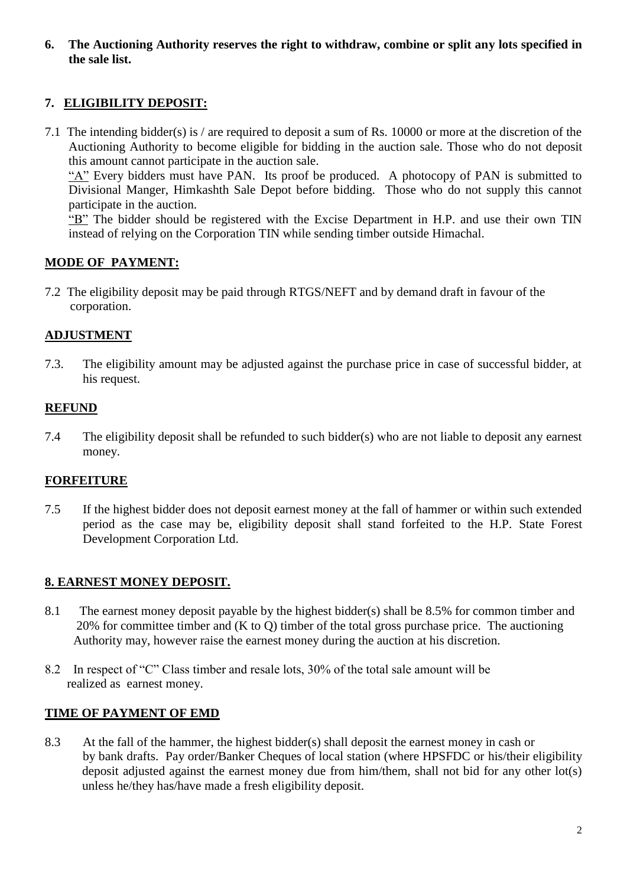**6. The Auctioning Authority reserves the right to withdraw, combine or split any lots specified in the sale list.**

## 7. ELIGIBILITY DEPOSIT:

7.1 The intending bidder(s) is / are required to deposit a sum of Rs. 10000 or more at the discretion of the Auctioning Authority to become eligible for bidding in the auction sale. Those who do not deposit this amount cannot participate in the auction sale.

"A" Every bidders must have PAN. Its proof be produced. A photocopy of PAN is submitted to Divisional Manger, Himkashth Sale Depot before bidding. Those who do not supply this cannot participate in the auction.

"B" The bidder should be registered with the Excise Department in H.P. and use their own TIN instead of relying on the Corporation TIN while sending timber outside Himachal.

## MODE OF PAYMENT:

7.2 The eligibility deposit may be paid through RTGS/NEFT and by demand draft in favour of the corporation.

## ADJUSTMENT

7.3. The eligibility amount may be adjusted against the purchase price in case of successful bidder, at his request.

## REFUND

7.4 The eligibility deposit shall be refunded to such bidder(s) who are not liable to deposit any earnest money.

## FORFEITURE

7.5 If the highest bidder does not deposit earnest money at the fall of hammer or within such extended period as the case may be, eligibility deposit shall stand forfeited to the H.P. State Forest Development Corporation Ltd.

## 8. EARNEST MONEY DEPOSIT.

8.1 The earnest money deposit payable by the highest bidder(s) shall be 8.5% for common timber and 20% for committee timber and (K to Q) timber of the total gross purchase price. The auctioning Authority may, however raise the earnest money during the auction at his discretion.

8.2 In respect of "C" Class timber and resale lots, 30% of the total sale amount will be realized as earnest money.

## TIME OF PAYMENT OF EMD

8.3 At the fall of the hammer, the highest bidder(s) shall deposit the earnest money in cash or by bank drafts. Pay order/Banker Cheques of local station (where HPSFDC or his/their eligibility deposit adjusted against the earnest money due from him/them, shall not bid for any other lot(s) unless he/they has/have made a fresh eligibility deposit.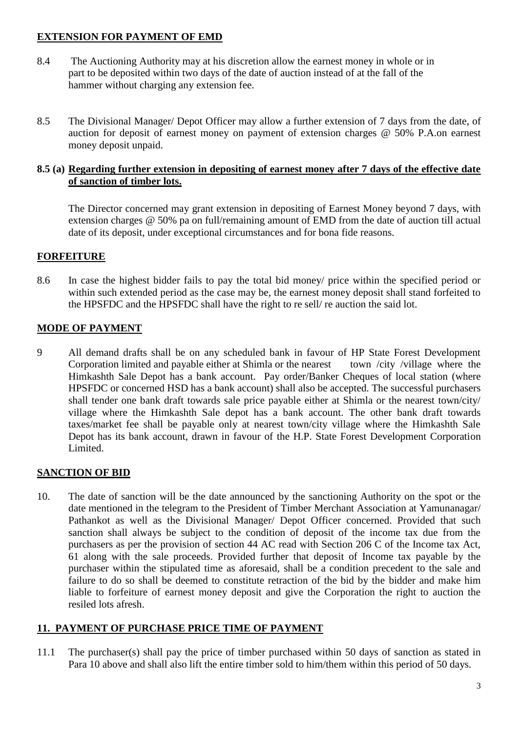**EXTENSION FOR PAYMENT OF EMD**

8.4 The Auctioning Authority may at his discretion allow the earnest money in whole or in part to be deposited within two days of the date of auction instead of at the fall of the hammer without charging any extension fee.

8.5 The Divisional Manager/ Depot Officer may allow a further extension of 7 days from the date, of auction for deposit of earnest money on payment of extension charges @ 50% P.A.on earnest money deposit unpaid.

**8.5 (a) Regarding further extension in depositing of earnest money after 7 days of the effective date of sanction of timber lots.**

The Director concerned may grant extension in depositing of Earnest Money beyond 7 days, with extension charges @ 50% pa on full/remaining amount of EMD from the date of auction till actual date of its deposit, under exceptional circumstances and for bona fide reasons.

**FORFEITURE**

8.6 In case the highest bidder fails to pay the total bid money/ price within the specified period or within such extended period as the case may be, the earnest money deposit shall stand forfeited to the HPSFDC and the HPSFDC shall have the right to re sell/ re auction the said lot.

**MODE OF PAYMENT**

9 All demand drafts shall be on any scheduled bank in favour of HP State Forest Development Corporation limited and payable either at Shimla or the nearest town /city /village where the Himkashth Sale Depot has a bank account. Pay order/Banker Cheques of local station (where HPSFDC or concerned HSD has a bank account) shall also be accepted. The successful purchasers shall tender one bank draft towards sale price payable either at Shimla or the nearest town/city/ village where the Himkashth Sale depot has a bank account. The other bank draft towards taxes/market fee shall be payable only at nearest town/city village where the Himkashth Sale Depot has its bank account, drawn in favour of the H.P. State Forest Development Corporation Limited.

**SANCTION OF BID**

10. The date of sanction will be the date announced by the sanctioning Authority on the spot or the date mentioned in the telegram to the President of Timber Merchant Association at Yamunanagar/ Pathankot as well as the Divisional Manager/ Depot Officer concerned. Provided that such sanction shall always be subject to the condition of deposit of the income tax due from the purchasers as per the provision of section 44 AC read with Section 206 C of the Income tax Act, 61 along with the sale proceeds. Provided further that deposit of Income tax payable by the purchaser within the stipulated time as aforesaid, shall be a condition precedent to the sale and failure to do so shall be deemed to constitute retraction of the bid by the bidder and make him liable to forfeiture of earnest money deposit and give the Corporation the right to auction the resiled lots afresh.

**11. PAYMENT OF PURCHASE PRICE TIME OF PAYMENT**

11.1 The purchaser(s) shall pay the price of timber purchased within 50 days of sanction as stated in Para 10 above and shall also lift the entire timber sold to him/them within this period of 50 days.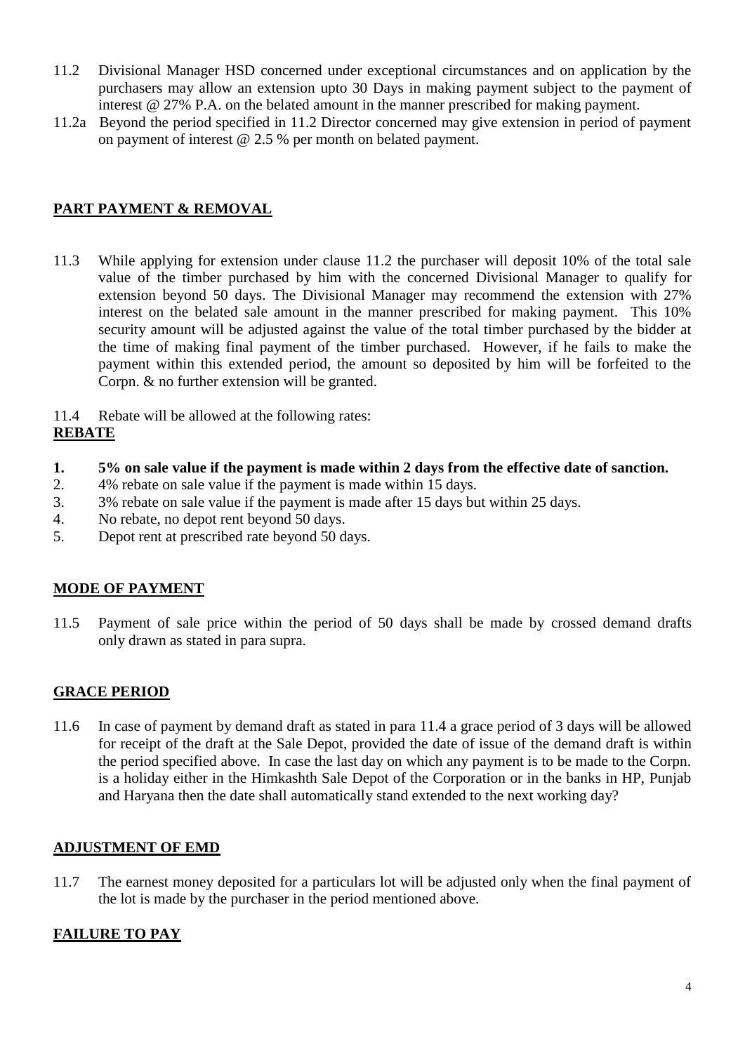11.2 Divisional Manager HSD concerned under exceptional circumstances and on application by the purchasers may allow an extension upto 30 Days in making payment subject to the payment of interest @ 27% P.A. on the belated amount in the manner prescribed for making payment.

11.2a Beyond the period specified in 11.2 Director concerned may give extension in period of payment on payment of interest @ 2.5 % per month on belated payment.

## PART PAYMENT & REMOVAL

11.3 While applying for extension under clause 11.2 the purchaser will deposit 10% of the total sale value of the timber purchased by him with the concerned Divisional Manager to qualify for extension beyond 50 days. The Divisional Manager may recommend the extension with 27% interest on the belated sale amount in the manner prescribed for making payment. This 10% security amount will be adjusted against the value of the total timber purchased by the bidder at the time of making final payment of the timber purchased. However, if he fails to make the payment within this extended period, the amount so deposited by him will be forfeited to the Corpn. & no further extension will be granted.

11.4 Rebate will be allowed at the following rates:

## REBATE

1. **5% on sale value if the payment is made within 2 days from the effective date of sanction.**
2. 4% rebate on sale value if the payment is made within 15 days.
3. 3% rebate on sale value if the payment is made after 15 days but within 25 days.
4. No rebate, no depot rent beyond 50 days.
5. Depot rent at prescribed rate beyond 50 days.

## MODE OF PAYMENT

11.5 Payment of sale price within the period of 50 days shall be made by crossed demand drafts only drawn as stated in para supra.

## GRACE PERIOD

11.6 In case of payment by demand draft as stated in para 11.4 a grace period of 3 days will be allowed for receipt of the draft at the Sale Depot, provided the date of issue of the demand draft is within the period specified above. In case the last day on which any payment is to be made to the Corpn. is a holiday either in the Himkashth Sale Depot of the Corporation or in the banks in HP, Punjab and Haryana then the date shall automatically stand extended to the next working day?

## ADJUSTMENT OF EMD

11.7 The earnest money deposited for a particulars lot will be adjusted only when the final payment of the lot is made by the purchaser in the period mentioned above.

## FAILURE TO PAY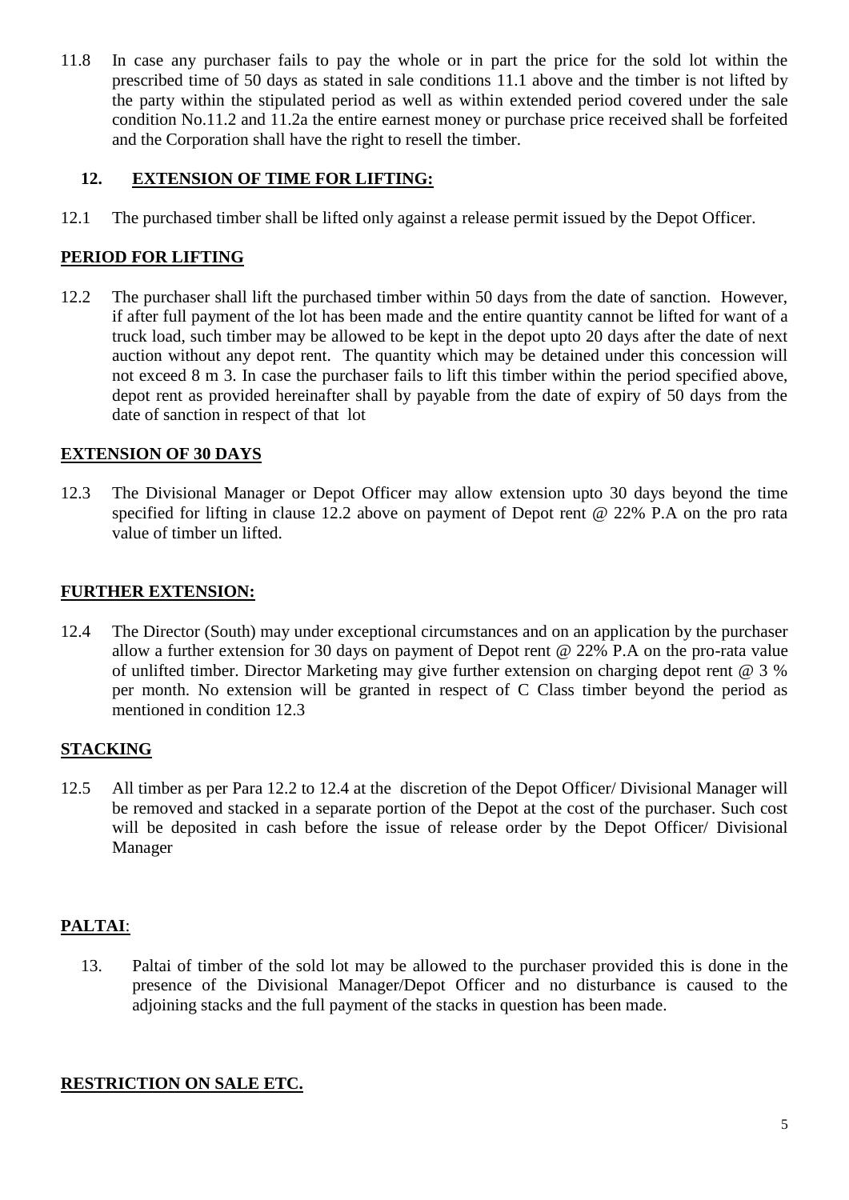11.8 In case any purchaser fails to pay the whole or in part the price for the sold lot within the prescribed time of 50 days as stated in sale conditions 11.1 above and the timber is not lifted by the party within the stipulated period as well as within extended period covered under the sale condition No.11.2 and 11.2a the entire earnest money or purchase price received shall be forfeited and the Corporation shall have the right to resell the timber.

## 12. EXTENSION OF TIME FOR LIFTING:

12.1 The purchased timber shall be lifted only against a release permit issued by the Depot Officer.

### PERIOD FOR LIFTING

12.2 The purchaser shall lift the purchased timber within 50 days from the date of sanction. However, if after full payment of the lot has been made and the entire quantity cannot be lifted for want of a truck load, such timber may be allowed to be kept in the depot upto 20 days after the date of next auction without any depot rent. The quantity which may be detained under this concession will not exceed 8 m 3. In case the purchaser fails to lift this timber within the period specified above, depot rent as provided hereinafter shall by payable from the date of expiry of 50 days from the date of sanction in respect of that lot

### EXTENSION OF 30 DAYS

12.3 The Divisional Manager or Depot Officer may allow extension upto 30 days beyond the time specified for lifting in clause 12.2 above on payment of Depot rent @ 22% P.A on the pro rata value of timber un lifted.

### FURTHER EXTENSION:

12.4 The Director (South) may under exceptional circumstances and on an application by the purchaser allow a further extension for 30 days on payment of Depot rent @ 22% P.A on the pro-rata value of unlifted timber. Director Marketing may give further extension on charging depot rent @ 3 % per month. No extension will be granted in respect of C Class timber beyond the period as mentioned in condition 12.3

### STACKING

12.5 All timber as per Para 12.2 to 12.4 at the discretion of the Depot Officer/ Divisional Manager will be removed and stacked in a separate portion of the Depot at the cost of the purchaser. Such cost will be deposited in cash before the issue of release order by the Depot Officer/ Divisional Manager

### PALTAI:

13. Paltai of timber of the sold lot may be allowed to the purchaser provided this is done in the presence of the Divisional Manager/Depot Officer and no disturbance is caused to the adjoining stacks and the full payment of the stacks in question has been made.

### RESTRICTION ON SALE ETC.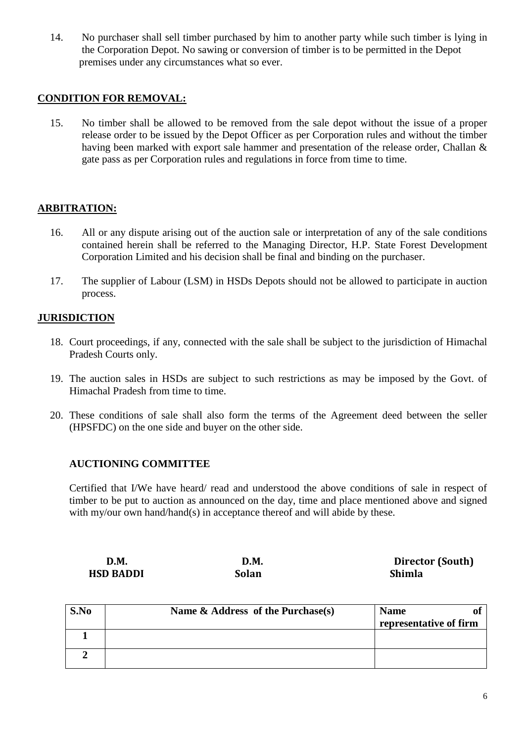14. No purchaser shall sell timber purchased by him to another party while such timber is lying in the Corporation Depot. No sawing or conversion of timber is to be permitted in the Depot premises under any circumstances what so ever.

**CONDITION FOR REMOVAL:**

15. No timber shall be allowed to be removed from the sale depot without the issue of a proper release order to be issued by the Depot Officer as per Corporation rules and without the timber having been marked with export sale hammer and presentation of the release order, Challan & gate pass as per Corporation rules and regulations in force from time to time.

**ARBITRATION:**

16. All or any dispute arising out of the auction sale or interpretation of any of the sale conditions contained herein shall be referred to the Managing Director, H.P. State Forest Development Corporation Limited and his decision shall be final and binding on the purchaser.

17. The supplier of Labour (LSM) in HSDs Depots should not be allowed to participate in auction process.

**JURISDICTION**

18. Court proceedings, if any, connected with the sale shall be subject to the jurisdiction of Himachal Pradesh Courts only.

19. The auction sales in HSDs are subject to such restrictions as may be imposed by the Govt. of Himachal Pradesh from time to time.

20. These conditions of sale shall also form the terms of the Agreement deed between the seller (HPSFDC) on the one side and buyer on the other side.

**AUCTIONING COMMITTEE**

Certified that I/We have heard/ read and understood the above conditions of sale in respect of timber to be put to auction as announced on the day, time and place mentioned above and signed with my/our own hand/hand(s) in acceptance thereof and will abide by these.

**D.M.**
**HSD BADDI**

**D.M.**
**Solan**

**Director (South)**
**Shimla**

| S.No | Name & Address of the Purchase(s) | Name of representative of firm |
|---|---|---|
| 1 | | |
| 2 | | |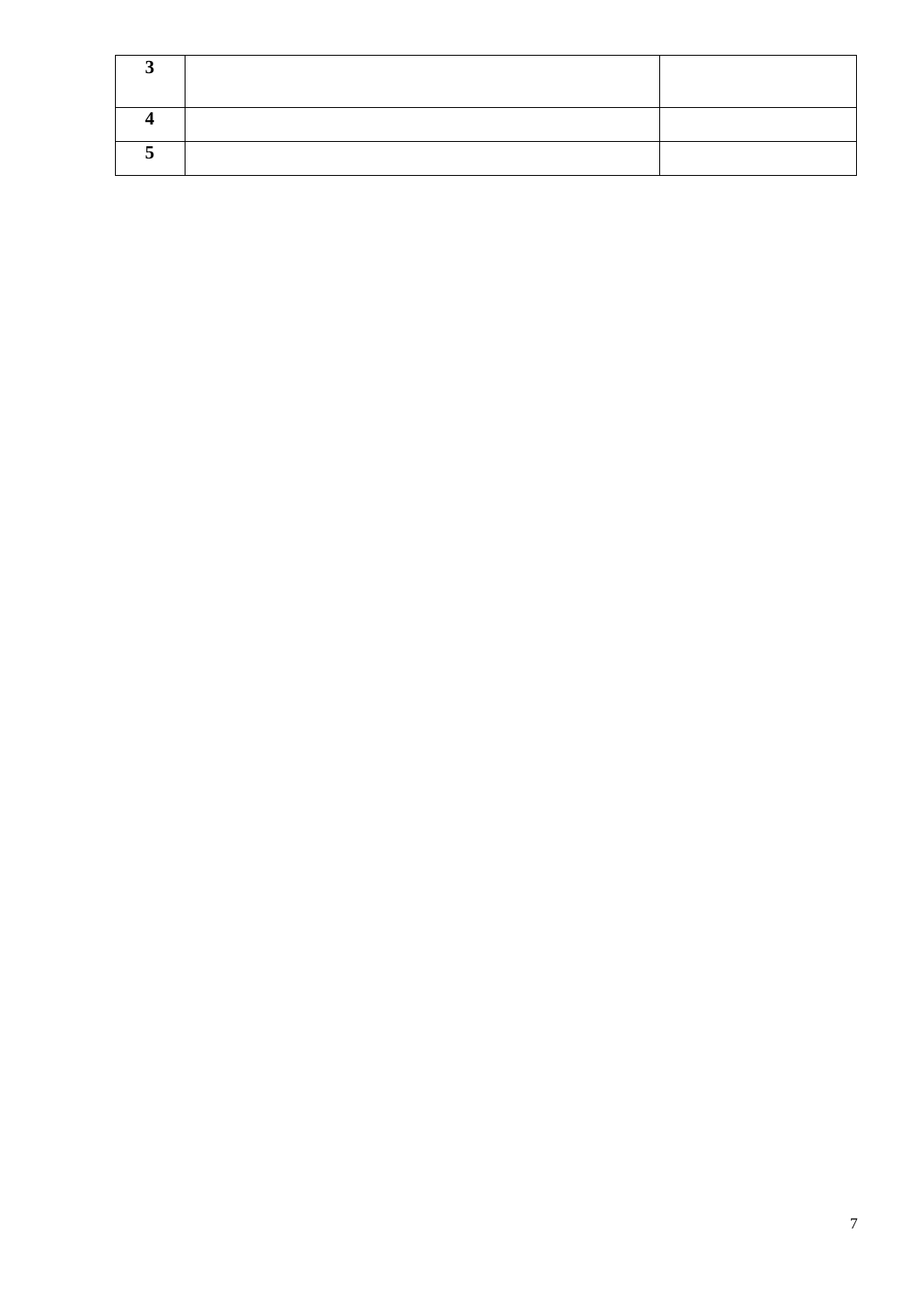| | | |
|---|---|---|
| **3** | | |
| **4** | | |
| **5** | | |